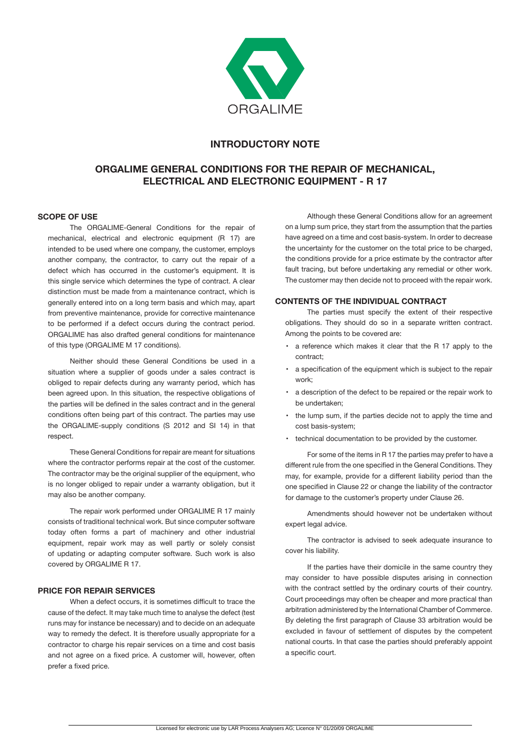ORGALIME

# INTRODUCTORY NOTE

## ORGALIME GENERAL CONDITIONS FOR THE REPAIR OF MECHANICAL, ELECTRICAL AND ELECTRONIC EQUIPMENT - R 17

### SCOPE OF USE

The ORGALIME-General Conditions for the repair of mechanical, electrical and electronic equipment (R 17) are intended to be used where one company, the customer, employs another company, the contractor, to carry out the repair of a defect which has occurred in the customer's equipment. It is this single service which determines the type of contract. A clear distinction must be made from a maintenance contract, which is generally entered into on a long term basis and which may, apart from preventive maintenance, provide for corrective maintenance to be performed if a defect occurs during the contract period. ORGALIME has also drafted general conditions for maintenance of this type (ORGALIME M 17 conditions).

Neither should these General Conditions be used in a situation where a supplier of goods under a sales contract is obliged to repair defects during any warranty period, which has been agreed upon. In this situation, the respective obligations of the parties will be defined in the sales contract and in the general conditions often being part of this contract. The parties may use the ORGALIME-supply conditions (S 2012 and SI 14) in that respect.

These General Conditions for repair are meant for situations where the contractor performs repair at the cost of the customer. The contractor may be the original supplier of the equipment, who is no longer obliged to repair under a warranty obligation, but it may also be another company.

The repair work performed under ORGALIME R 17 mainly consists of traditional technical work. But since computer software today often forms a part of machinery and other industrial equipment, repair work may as well partly or solely consist of updating or adapting computer software. Such work is also covered by ORGALIME R 17.

### PRICE FOR REPAIR SERVICES

When a defect occurs, it is sometimes difficult to trace the cause of the defect. It may take much time to analyse the defect (test runs may for instance be necessary) and to decide on an adequate way to remedy the defect. It is therefore usually appropriate for a contractor to charge his repair services on a time and cost basis and not agree on a fixed price. A customer will, however, often prefer a fixed price.

Although these General Conditions allow for an agreement on a lump sum price, they start from the assumption that the parties have agreed on a time and cost basis-system. In order to decrease the uncertainty for the customer on the total price to be charged, the conditions provide for a price estimate by the contractor after fault tracing, but before undertaking any remedial or other work. The customer may then decide not to proceed with the repair work.

### CONTENTS OF THE INDIVIDUAL CONTRACT

The parties must specify the extent of their respective obligations. They should do so in a separate written contract. Among the points to be covered are:

- a reference which makes it clear that the R 17 apply to the contract;
- a specification of the equipment which is subject to the repair work;
- a description of the defect to be repaired or the repair work to be undertaken;
- the lump sum, if the parties decide not to apply the time and cost basis-system;
- technical documentation to be provided by the customer.

For some of the items in R 17 the parties may prefer to have a different rule from the one specified in the General Conditions. They may, for example, provide for a different liability period than the one specified in Clause 22 or change the liability of the contractor for damage to the customer's property under Clause 26.

Amendments should however not be undertaken without expert legal advice.

The contractor is advised to seek adequate insurance to cover his liability.

If the parties have their domicile in the same country they may consider to have possible disputes arising in connection with the contract settled by the ordinary courts of their country. Court proceedings may often be cheaper and more practical than arbitration administered by the International Chamber of Commerce. By deleting the first paragraph of Clause 33 arbitration would be excluded in favour of settlement of disputes by the competent national courts. In that case the parties should preferably appoint a specific court.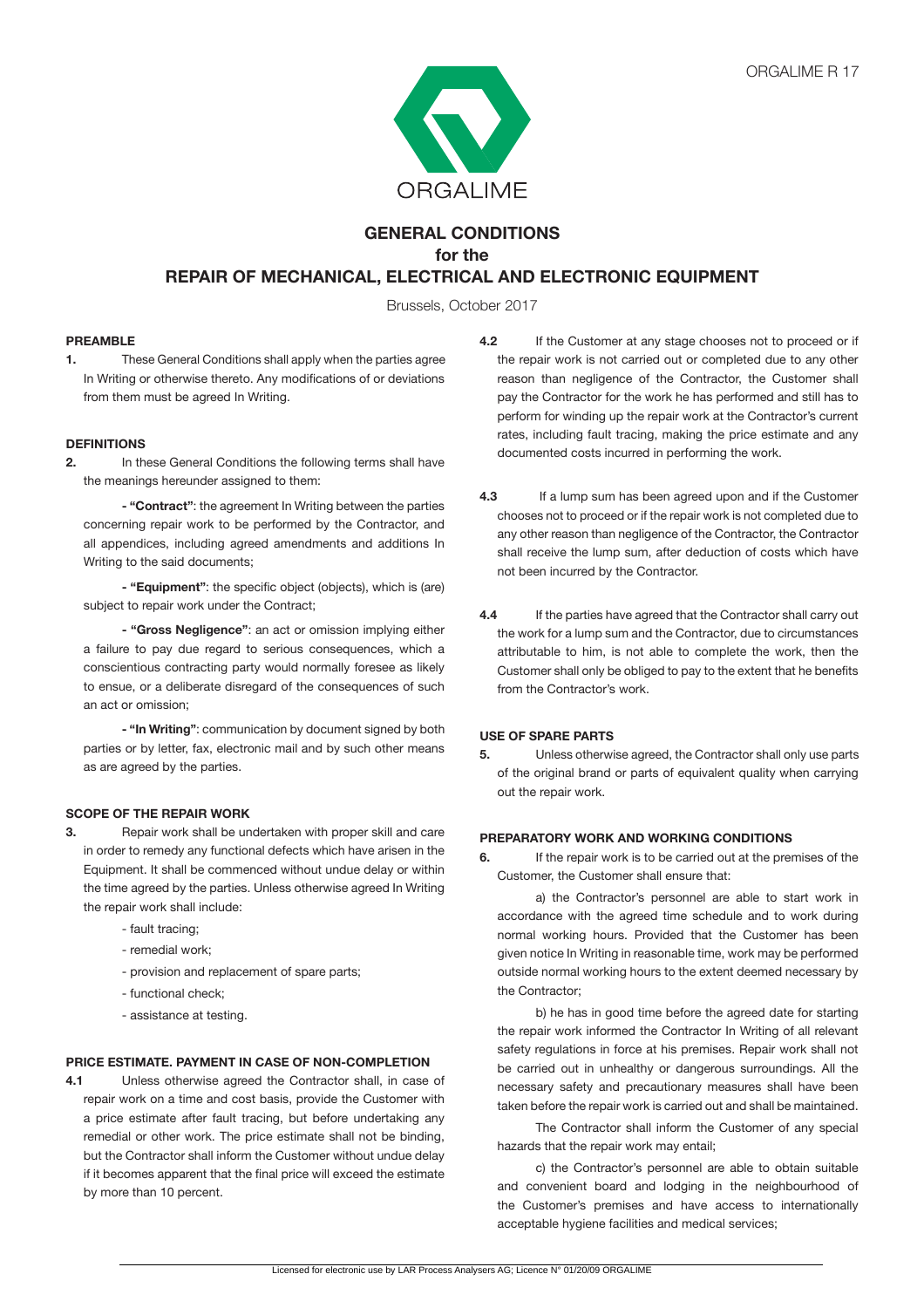ORGALIME R 17

ORGALIME

# GENERAL CONDITIONS
## for the
## REPAIR OF MECHANICAL, ELECTRICAL AND ELECTRONIC EQUIPMENT

Brussels, October 2017

### PREAMBLE

**1.** These General Conditions shall apply when the parties agree In Writing or otherwise thereto. Any modifications of or deviations from them must be agreed In Writing.

### DEFINITIONS

**2.** In these General Conditions the following terms shall have the meanings hereunder assigned to them:

**- "Contract"**: the agreement In Writing between the parties concerning repair work to be performed by the Contractor, and all appendices, including agreed amendments and additions In Writing to the said documents;

**- "Equipment"**: the specific object (objects), which is (are) subject to repair work under the Contract;

**- "Gross Negligence"**: an act or omission implying either a failure to pay due regard to serious consequences, which a conscientious contracting party would normally foresee as likely to ensue, or a deliberate disregard of the consequences of such an act or omission;

**- "In Writing"**: communication by document signed by both parties or by letter, fax, electronic mail and by such other means as are agreed by the parties.

### SCOPE OF THE REPAIR WORK

**3.** Repair work shall be undertaken with proper skill and care in order to remedy any functional defects which have arisen in the Equipment. It shall be commenced without undue delay or within the time agreed by the parties. Unless otherwise agreed In Writing the repair work shall include:

- fault tracing;
- remedial work;
- provision and replacement of spare parts;
- functional check;
- assistance at testing.

### PRICE ESTIMATE. PAYMENT IN CASE OF NON-COMPLETION

**4.1** Unless otherwise agreed the Contractor shall, in case of repair work on a time and cost basis, provide the Customer with a price estimate after fault tracing, but before undertaking any remedial or other work. The price estimate shall not be binding, but the Contractor shall inform the Customer without undue delay if it becomes apparent that the final price will exceed the estimate by more than 10 percent.

**4.2** If the Customer at any stage chooses not to proceed or if the repair work is not carried out or completed due to any other reason than negligence of the Contractor, the Customer shall pay the Contractor for the work he has performed and still has to perform for winding up the repair work at the Contractor's current rates, including fault tracing, making the price estimate and any documented costs incurred in performing the work.

**4.3** If a lump sum has been agreed upon and if the Customer chooses not to proceed or if the repair work is not completed due to any other reason than negligence of the Contractor, the Contractor shall receive the lump sum, after deduction of costs which have not been incurred by the Contractor.

**4.4** If the parties have agreed that the Contractor shall carry out the work for a lump sum and the Contractor, due to circumstances attributable to him, is not able to complete the work, then the Customer shall only be obliged to pay to the extent that he benefits from the Contractor's work.

### USE OF SPARE PARTS

**5.** Unless otherwise agreed, the Contractor shall only use parts of the original brand or parts of equivalent quality when carrying out the repair work.

### PREPARATORY WORK AND WORKING CONDITIONS

**6.** If the repair work is to be carried out at the premises of the Customer, the Customer shall ensure that:

a) the Contractor's personnel are able to start work in accordance with the agreed time schedule and to work during normal working hours. Provided that the Customer has been given notice In Writing in reasonable time, work may be performed outside normal working hours to the extent deemed necessary by the Contractor;

b) he has in good time before the agreed date for starting the repair work informed the Contractor In Writing of all relevant safety regulations in force at his premises. Repair work shall not be carried out in unhealthy or dangerous surroundings. All the necessary safety and precautionary measures shall have been taken before the repair work is carried out and shall be maintained.

The Contractor shall inform the Customer of any special hazards that the repair work may entail;

c) the Contractor's personnel are able to obtain suitable and convenient board and lodging in the neighbourhood of the Customer's premises and have access to internationally acceptable hygiene facilities and medical services;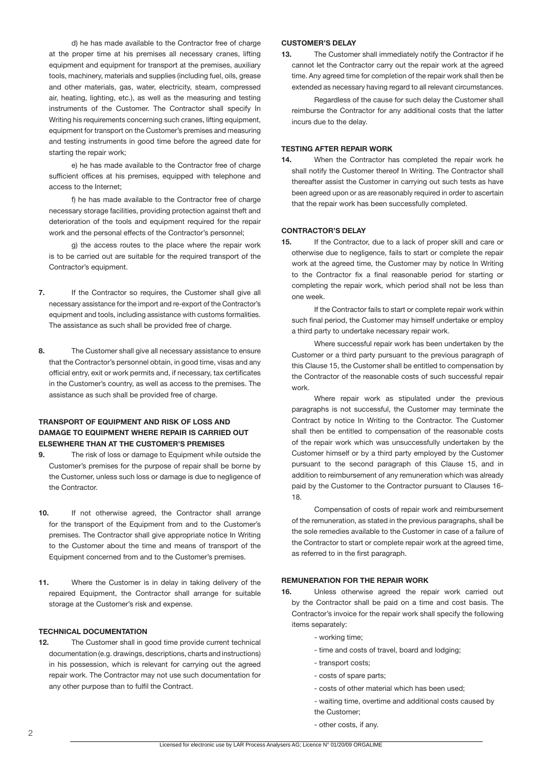d) he has made available to the Contractor free of charge at the proper time at his premises all necessary cranes, lifting equipment and equipment for transport at the premises, auxiliary tools, machinery, materials and supplies (including fuel, oils, grease and other materials, gas, water, electricity, steam, compressed air, heating, lighting, etc.), as well as the measuring and testing instruments of the Customer. The Contractor shall specify In Writing his requirements concerning such cranes, lifting equipment, equipment for transport on the Customer's premises and measuring and testing instruments in good time before the agreed date for starting the repair work;

e) he has made available to the Contractor free of charge sufficient offices at his premises, equipped with telephone and access to the Internet;

f) he has made available to the Contractor free of charge necessary storage facilities, providing protection against theft and deterioration of the tools and equipment required for the repair work and the personal effects of the Contractor's personnel;

g) the access routes to the place where the repair work is to be carried out are suitable for the required transport of the Contractor's equipment.

**7.** If the Contractor so requires, the Customer shall give all necessary assistance for the import and re-export of the Contractor's equipment and tools, including assistance with customs formalities. The assistance as such shall be provided free of charge.

**8.** The Customer shall give all necessary assistance to ensure that the Contractor's personnel obtain, in good time, visas and any official entry, exit or work permits and, if necessary, tax certificates in the Customer's country, as well as access to the premises. The assistance as such shall be provided free of charge.

## TRANSPORT OF EQUIPMENT AND RISK OF LOSS AND DAMAGE TO EQUIPMENT WHERE REPAIR IS CARRIED OUT ELSEWHERE THAN AT THE CUSTOMER'S PREMISES

**9.** The risk of loss or damage to Equipment while outside the Customer's premises for the purpose of repair shall be borne by the Customer, unless such loss or damage is due to negligence of the Contractor.

**10.** If not otherwise agreed, the Contractor shall arrange for the transport of the Equipment from and to the Customer's premises. The Contractor shall give appropriate notice In Writing to the Customer about the time and means of transport of the Equipment concerned from and to the Customer's premises.

**11.** Where the Customer is in delay in taking delivery of the repaired Equipment, the Contractor shall arrange for suitable storage at the Customer's risk and expense.

## TECHNICAL DOCUMENTATION

**12.** The Customer shall in good time provide current technical documentation (e.g. drawings, descriptions, charts and instructions) in his possession, which is relevant for carrying out the agreed repair work. The Contractor may not use such documentation for any other purpose than to fulfil the Contract.

## CUSTOMER'S DELAY

**13.** The Customer shall immediately notify the Contractor if he cannot let the Contractor carry out the repair work at the agreed time. Any agreed time for completion of the repair work shall then be extended as necessary having regard to all relevant circumstances.

Regardless of the cause for such delay the Customer shall reimburse the Contractor for any additional costs that the latter incurs due to the delay.

## TESTING AFTER REPAIR WORK

**14.** When the Contractor has completed the repair work he shall notify the Customer thereof In Writing. The Contractor shall thereafter assist the Customer in carrying out such tests as have been agreed upon or as are reasonably required in order to ascertain that the repair work has been successfully completed.

## CONTRACTOR'S DELAY

**15.** If the Contractor, due to a lack of proper skill and care or otherwise due to negligence, fails to start or complete the repair work at the agreed time, the Customer may by notice In Writing to the Contractor fix a final reasonable period for starting or completing the repair work, which period shall not be less than one week.

If the Contractor fails to start or complete repair work within such final period, the Customer may himself undertake or employ a third party to undertake necessary repair work.

Where successful repair work has been undertaken by the Customer or a third party pursuant to the previous paragraph of this Clause 15, the Customer shall be entitled to compensation by the Contractor of the reasonable costs of such successful repair work.

Where repair work as stipulated under the previous paragraphs is not successful, the Customer may terminate the Contract by notice In Writing to the Contractor. The Customer shall then be entitled to compensation of the reasonable costs of the repair work which was unsuccessfully undertaken by the Customer himself or by a third party employed by the Customer pursuant to the second paragraph of this Clause 15, and in addition to reimbursement of any remuneration which was already paid by the Customer to the Contractor pursuant to Clauses 16-18.

Compensation of costs of repair work and reimbursement of the remuneration, as stated in the previous paragraphs, shall be the sole remedies available to the Customer in case of a failure of the Contractor to start or complete repair work at the agreed time, as referred to in the first paragraph.

## REMUNERATION FOR THE REPAIR WORK

**16.** Unless otherwise agreed the repair work carried out by the Contractor shall be paid on a time and cost basis. The Contractor's invoice for the repair work shall specify the following items separately:

- working time;
- time and costs of travel, board and lodging;
- transport costs;
- costs of spare parts;
- costs of other material which has been used;
- waiting time, overtime and additional costs caused by the Customer;
- other costs, if any.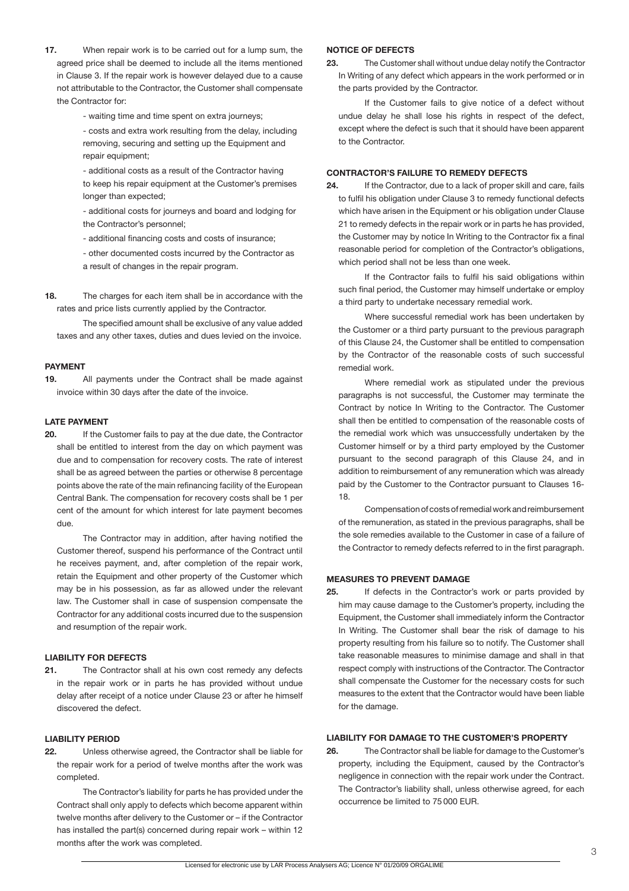**17.** When repair work is to be carried out for a lump sum, the agreed price shall be deemed to include all the items mentioned in Clause 3. If the repair work is however delayed due to a cause not attributable to the Contractor, the Customer shall compensate the Contractor for:

- waiting time and time spent on extra journeys;
- costs and extra work resulting from the delay, including removing, securing and setting up the Equipment and repair equipment;
- additional costs as a result of the Contractor having to keep his repair equipment at the Customer's premises longer than expected;
- additional costs for journeys and board and lodging for the Contractor's personnel;
- additional financing costs and costs of insurance;
- other documented costs incurred by the Contractor as a result of changes in the repair program.

**18.** The charges for each item shall be in accordance with the rates and price lists currently applied by the Contractor.

The specified amount shall be exclusive of any value added taxes and any other taxes, duties and dues levied on the invoice.

**PAYMENT**

**19.** All payments under the Contract shall be made against invoice within 30 days after the date of the invoice.

**LATE PAYMENT**

**20.** If the Customer fails to pay at the due date, the Contractor shall be entitled to interest from the day on which payment was due and to compensation for recovery costs. The rate of interest shall be as agreed between the parties or otherwise 8 percentage points above the rate of the main refinancing facility of the European Central Bank. The compensation for recovery costs shall be 1 per cent of the amount for which interest for late payment becomes due.

The Contractor may in addition, after having notified the Customer thereof, suspend his performance of the Contract until he receives payment, and, after completion of the repair work, retain the Equipment and other property of the Customer which may be in his possession, as far as allowed under the relevant law. The Customer shall in case of suspension compensate the Contractor for any additional costs incurred due to the suspension and resumption of the repair work.

**LIABILITY FOR DEFECTS**

**21.** The Contractor shall at his own cost remedy any defects in the repair work or in parts he has provided without undue delay after receipt of a notice under Clause 23 or after he himself discovered the defect.

**LIABILITY PERIOD**

**22.** Unless otherwise agreed, the Contractor shall be liable for the repair work for a period of twelve months after the work was completed.

The Contractor's liability for parts he has provided under the Contract shall only apply to defects which become apparent within twelve months after delivery to the Customer or – if the Contractor has installed the part(s) concerned during repair work – within 12 months after the work was completed.

**NOTICE OF DEFECTS**

**23.** The Customer shall without undue delay notify the Contractor In Writing of any defect which appears in the work performed or in the parts provided by the Contractor.

If the Customer fails to give notice of a defect without undue delay he shall lose his rights in respect of the defect, except where the defect is such that it should have been apparent to the Contractor.

**CONTRACTOR'S FAILURE TO REMEDY DEFECTS**

**24.** If the Contractor, due to a lack of proper skill and care, fails to fulfil his obligation under Clause 3 to remedy functional defects which have arisen in the Equipment or his obligation under Clause 21 to remedy defects in the repair work or in parts he has provided, the Customer may by notice In Writing to the Contractor fix a final reasonable period for completion of the Contractor's obligations, which period shall not be less than one week.

If the Contractor fails to fulfil his said obligations within such final period, the Customer may himself undertake or employ a third party to undertake necessary remedial work.

Where successful remedial work has been undertaken by the Customer or a third party pursuant to the previous paragraph of this Clause 24, the Customer shall be entitled to compensation by the Contractor of the reasonable costs of such successful remedial work.

Where remedial work as stipulated under the previous paragraphs is not successful, the Customer may terminate the Contract by notice In Writing to the Contractor. The Customer shall then be entitled to compensation of the reasonable costs of the remedial work which was unsuccessfully undertaken by the Customer himself or by a third party employed by the Customer pursuant to the second paragraph of this Clause 24, and in addition to reimbursement of any remuneration which was already paid by the Customer to the Contractor pursuant to Clauses 16-18.

Compensation of costs of remedial work and reimbursement of the remuneration, as stated in the previous paragraphs, shall be the sole remedies available to the Customer in case of a failure of the Contractor to remedy defects referred to in the first paragraph.

**MEASURES TO PREVENT DAMAGE**

**25.** If defects in the Contractor's work or parts provided by him may cause damage to the Customer's property, including the Equipment, the Customer shall immediately inform the Contractor In Writing. The Customer shall bear the risk of damage to his property resulting from his failure so to notify. The Customer shall take reasonable measures to minimise damage and shall in that respect comply with instructions of the Contractor. The Contractor shall compensate the Customer for the necessary costs for such measures to the extent that the Contractor would have been liable for the damage.

**LIABILITY FOR DAMAGE TO THE CUSTOMER'S PROPERTY**

**26.** The Contractor shall be liable for damage to the Customer's property, including the Equipment, caused by the Contractor's negligence in connection with the repair work under the Contract. The Contractor's liability shall, unless otherwise agreed, for each occurrence be limited to 75 000 EUR.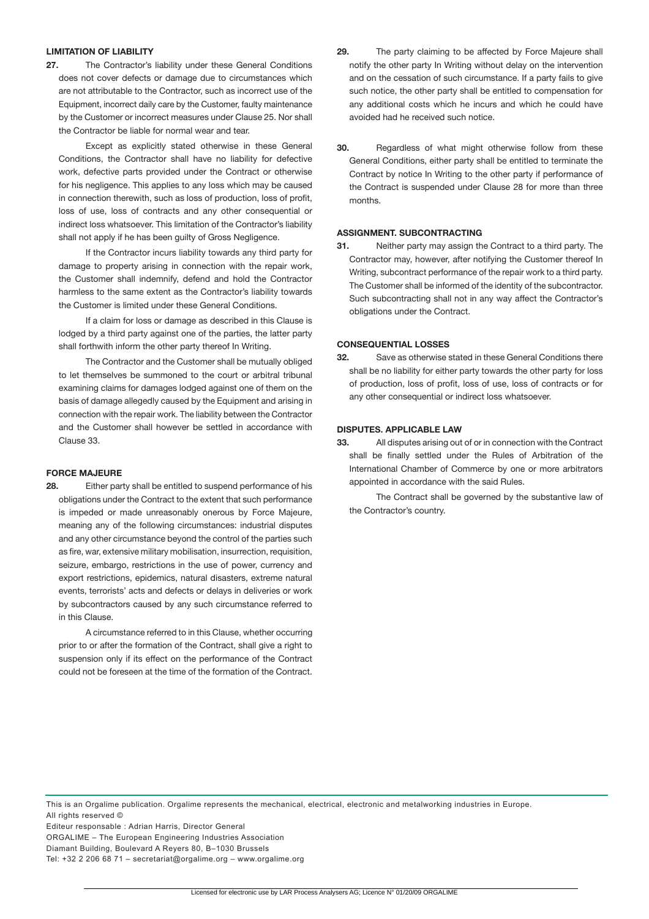#### LIMITATION OF LIABILITY

**27.** The Contractor's liability under these General Conditions does not cover defects or damage due to circumstances which are not attributable to the Contractor, such as incorrect use of the Equipment, incorrect daily care by the Customer, faulty maintenance by the Customer or incorrect measures under Clause 25. Nor shall the Contractor be liable for normal wear and tear.

Except as explicitly stated otherwise in these General Conditions, the Contractor shall have no liability for defective work, defective parts provided under the Contract or otherwise for his negligence. This applies to any loss which may be caused in connection therewith, such as loss of production, loss of profit, loss of use, loss of contracts and any other consequential or indirect loss whatsoever. This limitation of the Contractor's liability shall not apply if he has been guilty of Gross Negligence.

If the Contractor incurs liability towards any third party for damage to property arising in connection with the repair work, the Customer shall indemnify, defend and hold the Contractor harmless to the same extent as the Contractor's liability towards the Customer is limited under these General Conditions.

If a claim for loss or damage as described in this Clause is lodged by a third party against one of the parties, the latter party shall forthwith inform the other party thereof In Writing.

The Contractor and the Customer shall be mutually obliged to let themselves be summoned to the court or arbitral tribunal examining claims for damages lodged against one of them on the basis of damage allegedly caused by the Equipment and arising in connection with the repair work. The liability between the Contractor and the Customer shall however be settled in accordance with Clause 33.

#### FORCE MAJEURE

**28.** Either party shall be entitled to suspend performance of his obligations under the Contract to the extent that such performance is impeded or made unreasonably onerous by Force Majeure, meaning any of the following circumstances: industrial disputes and any other circumstance beyond the control of the parties such as fire, war, extensive military mobilisation, insurrection, requisition, seizure, embargo, restrictions in the use of power, currency and export restrictions, epidemics, natural disasters, extreme natural events, terrorists' acts and defects or delays in deliveries or work by subcontractors caused by any such circumstance referred to in this Clause.

A circumstance referred to in this Clause, whether occurring prior to or after the formation of the Contract, shall give a right to suspension only if its effect on the performance of the Contract could not be foreseen at the time of the formation of the Contract.

**29.** The party claiming to be affected by Force Majeure shall notify the other party In Writing without delay on the intervention and on the cessation of such circumstance. If a party fails to give such notice, the other party shall be entitled to compensation for any additional costs which he incurs and which he could have avoided had he received such notice.

**30.** Regardless of what might otherwise follow from these General Conditions, either party shall be entitled to terminate the Contract by notice In Writing to the other party if performance of the Contract is suspended under Clause 28 for more than three months.

#### ASSIGNMENT. SUBCONTRACTING

**31.** Neither party may assign the Contract to a third party. The Contractor may, however, after notifying the Customer thereof In Writing, subcontract performance of the repair work to a third party. The Customer shall be informed of the identity of the subcontractor. Such subcontracting shall not in any way affect the Contractor's obligations under the Contract.

#### CONSEQUENTIAL LOSSES

**32.** Save as otherwise stated in these General Conditions there shall be no liability for either party towards the other party for loss of production, loss of profit, loss of use, loss of contracts or for any other consequential or indirect loss whatsoever.

#### DISPUTES. APPLICABLE LAW

**33.** All disputes arising out of or in connection with the Contract shall be finally settled under the Rules of Arbitration of the International Chamber of Commerce by one or more arbitrators appointed in accordance with the said Rules.

The Contract shall be governed by the substantive law of the Contractor's country.

---

This is an Orgalime publication. Orgalime represents the mechanical, electrical, electronic and metalworking industries in Europe.
All rights reserved ©
Editeur responsable : Adrian Harris, Director General
ORGALIME – The European Engineering Industries Association
Diamant Building, Boulevard A Reyers 80, B–1030 Brussels
Tel: +32 2 206 68 71 – secretariat@orgalime.org – www.orgalime.org

Licensed for electronic use by LAR Process Analysers AG; Licence N° 01/20/09 ORGALIME